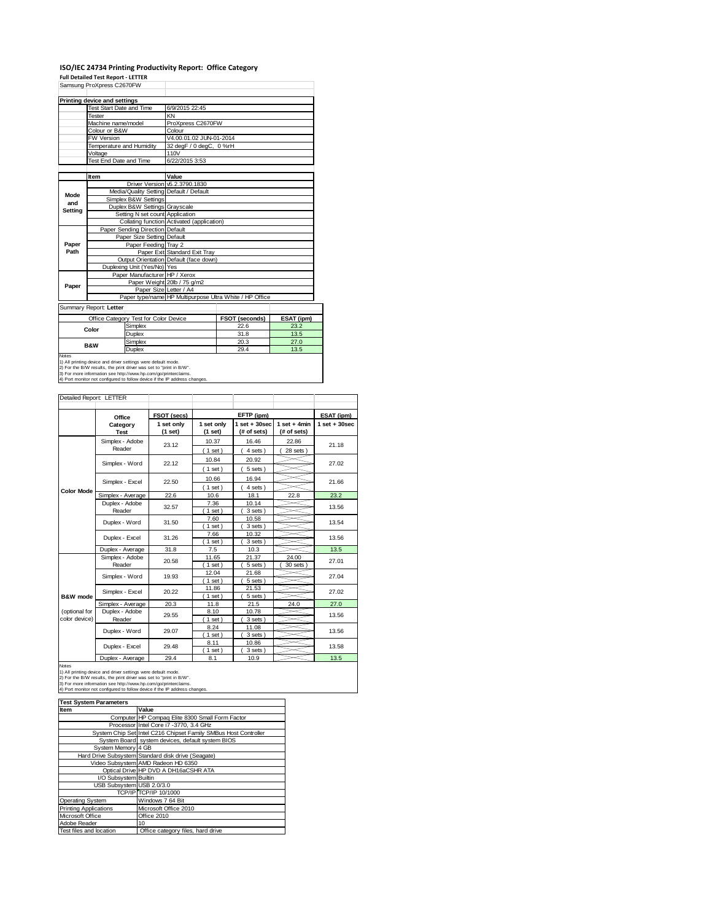# ISO/IEC 24734 Printing Productivity Report: Office Category

**Full Detailed Test Report - LETTER**

Samsung ProXpress C2670FW

| Printing device and settings | |
|---|---|
| Test Start Date and Time | 6/9/2015 22:45 |
| Tester | KN |
| Machine name/model | ProXpress C2670FW |
| Colour or B&W | Colour |
| FW Version | V4.00.01.02 JUN-01-2014 |
| Temperature and Humidity | 32 degF / 0 degC, 0 %rH |
| Voltage | 110V |
| Test End Date and Time | 6/22/2015 3:53 |

| | Item | Value |
|---|---|---|
| Mode and Setting | Driver Version | v5.2.3790.1830 |
| | Media/Quality Setting | Default / Default |
| | Simplex B&W Settings | |
| | Duplex B&W Settings | Grayscale |
| | Setting N set count | Application |
| | Collating function | Activated (application) |
| Paper Path | Paper Sending Direction | Default |
| | Paper Size Setting | Default |
| | Paper Feeding | Tray 2 |
| | Paper Exit | Standard Exit Tray |
| | Output Orientation | Default (face down) |
| | Duplexing Unit (Yes/No) | Yes |
| Paper | Paper Manufacturer | HP / Xerox |
| | Paper Weight | 20lb / 75 g/m2 |
| | Paper Size | Letter / A4 |
| | Paper type/name | HP Multipurpose Ultra White / HP Office |

Summary Report: **Letter**

| Office Category Test for Color Device | | FSOT (seconds) | ESAT (ipm) |
|---|---|---|---|
| Color | Simplex | 22.6 | 23.2 |
| | Duplex | 31.8 | 13.5 |
| B&W | Simplex | 20.3 | 27.0 |
| | Duplex | 29.4 | 13.5 |

Notes
1) All printing device and driver settings were default mode.
2) For the B/W results, the print driver was set to "print in B/W".
3) For more information see http://www.hp.com/go/printerclaims.
4) Port monitor not configured to follow device if the IP address changes.

Detailed Report: LETTER

| | Office Category Test | FSOT (secs) 1 set only (1 set) | EFTP (ipm) 1 set only (1 set) | EFTP (ipm) 1 set + 30sec (# of sets) | EFTP (ipm) 1 set + 4min (# of sets) | ESAT (ipm) 1 set + 30sec |
|---|---|---|---|---|---|---|
| Color Mode | Simplex - Adobe Reader | 23.12 | 10.37 (1 set) | 16.46 (4 sets) | 22.86 (28 sets) | 21.18 |
| | Simplex - Word | 22.12 | 10.84 (1 set) | 20.92 (5 sets) | | 27.02 |
| | Simplex - Excel | 22.50 | 10.66 (1 set) | 16.94 (4 sets) | | 21.66 |
| | Simplex - Average | 22.6 | 10.6 | 18.1 | 22.8 | 23.2 |
| | Duplex - Adobe Reader | 32.57 | 7.36 (1 set) | 10.14 (3 sets) | | 13.56 |
| | Duplex - Word | 31.50 | 7.60 (1 set) | 10.58 (3 sets) | | 13.54 |
| | Duplex - Excel | 31.26 | 7.66 (1 set) | 10.32 (3 sets) | | 13.56 |
| | Duplex - Average | 31.8 | 7.5 | 10.3 | | 13.5 |
| B&W mode (optional for color device) | Simplex - Adobe Reader | 20.58 | 11.65 (1 set) | 21.37 (5 sets) | 24.00 (30 sets) | 27.01 |
| | Simplex - Word | 19.93 | 12.04 (1 set) | 21.68 (5 sets) | | 27.04 |
| | Simplex - Excel | 20.22 | 11.86 (1 set) | 21.53 (5 sets) | | 27.02 |
| | Simplex - Average | 20.3 | 11.8 | 21.5 | 24.0 | 27.0 |
| | Duplex - Adobe Reader | 29.55 | 8.10 (1 set) | 10.78 (3 sets) | | 13.56 |
| | Duplex - Word | 29.07 | 8.24 (1 set) | 11.08 (3 sets) | | 13.56 |
| | Duplex - Excel | 29.48 | 8.11 (1 set) | 10.86 (3 sets) | | 13.58 |
| | Duplex - Average | 29.4 | 8.1 | 10.9 | | 13.5 |

Notes
1) All printing device and driver settings were default mode.
2) For the B/W results, the print driver was set to "print in B/W".
3) For more information see http://www.hp.com/go/printerclaims.
4) Port monitor not configured to follow device if the IP address changes.

| Test System Parameters | |
|---|---|
| **Item** | **Value** |
| Computer | HP Compaq Elite 8300 Small Form Factor |
| Processor | Intel Core i7 -3770, 3.4 GHz |
| System Chip Set | Intel C216 Chipset Family SMBus Host Controller |
| System Board | system devices, default system BIOS |
| System Memory | 4 GB |
| Hard Drive Subsystem | Standard disk drive (Seagate) |
| Video Subsystem | AMD Radeon HD 6350 |
| Optical Drive | HP DVD A DH16aCSHR ATA |
| I/O Subsystem | Builtin |
| USB Subsystem | USB 2.0/3.0 |
| TCP/IP | TCP/IP 10/1000 |
| Operating System | Windows 7 64 Bit |
| Printing Applications | Microsoft Office 2010 |
| Microsoft Office | Office 2010 |
| Adobe Reader | 10 |
| Test files and location | Office category files, hard drive |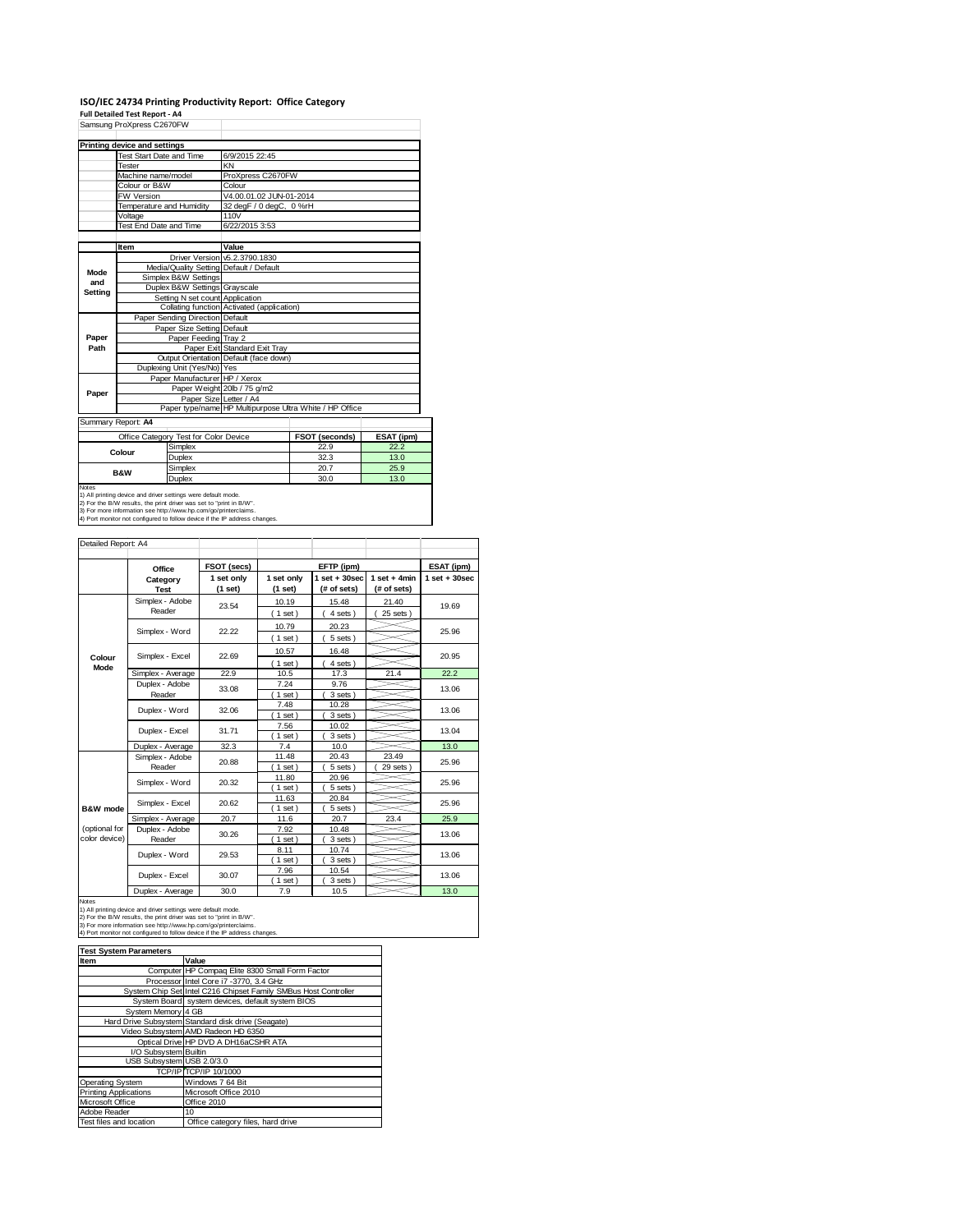# ISO/IEC 24734 Printing Productivity Report: Office Category

**Full Detailed Test Report - A4**

Samsung ProXpress C2670FW

| Printing device and settings | |
|---|---|
| Test Start Date and Time | 6/9/2015 22:45 |
| Tester | KN |
| Machine name/model | ProXpress C2670FW |
| Colour or B&W | Colour |
| FW Version | V4.00.01.02 JUN-01-2014 |
| Temperature and Humidity | 32 degF / 0 degC, 0 %rH |
| Voltage | 110V |
| Test End Date and Time | 6/22/2015 3:53 |

| | Item | Value |
|---|---|---|
| Mode and Setting | Driver Version | v5.2.3790.1830 |
| | Media/Quality Setting | Default / Default |
| | Simplex B&W Settings | |
| | Duplex B&W Settings | Grayscale |
| | Setting N set count | Application |
| | Collating function | Activated (application) |
| Paper Path | Paper Sending Direction | Default |
| | Paper Size Setting | Default |
| | Paper Feeding | Tray 2 |
| | Paper Exit | Standard Exit Tray |
| | Output Orientation | Default (face down) |
| | Duplexing Unit (Yes/No) | Yes |
| Paper | Paper Manufacturer | HP / Xerox |
| | Paper Weight | 20lb / 75 g/m2 |
| | Paper Size | Letter / A4 |
| | Paper type/name | HP Multipurpose Ultra White / HP Office |

Summary Report: **A4**

| Office Category Test for Color Device | | FSOT (seconds) | ESAT (ipm) |
|---|---|---|---|
| Colour | Simplex | 22.9 | 22.2 |
| | Duplex | 32.3 | 13.0 |
| B&W | Simplex | 20.7 | 25.9 |
| | Duplex | 30.0 | 13.0 |

Notes
1) All printing device and driver settings were default mode.
2) For the B/W results, the print driver was set to "print in B/W".
3) For more information see http://www.hp.com/go/printerclaims.
4) Port monitor not configured to follow device if the IP address changes.

Detailed Report: A4

| | Office Category Test | FSOT (secs) 1 set only (1 set) | EFTP (ipm) 1 set only (1 set) | EFTP (ipm) 1 set + 30sec (# of sets) | EFTP (ipm) 1 set + 4min (# of sets) | ESAT (ipm) 1 set + 30sec |
|---|---|---|---|---|---|---|
| Colour Mode | Simplex - Adobe Reader | 23.54 | 10.19 (1 set) | 15.48 (4 sets) | 21.40 (25 sets) | 19.69 |
| | Simplex - Word | 22.22 | 10.79 (1 set) | 20.23 (5 sets) | | 25.96 |
| | Simplex - Excel | 22.69 | 10.57 (1 set) | 16.48 (4 sets) | | 20.95 |
| | Simplex - Average | 22.9 | 10.5 | 17.3 | 21.4 | 22.2 |
| | Duplex - Adobe Reader | 33.08 | 7.24 (1 set) | 9.76 (3 sets) | | 13.06 |
| | Duplex - Word | 32.06 | 7.48 (1 set) | 10.28 (3 sets) | | 13.06 |
| | Duplex - Excel | 31.71 | 7.56 (1 set) | 10.02 (3 sets) | | 13.04 |
| | Duplex - Average | 32.3 | 7.4 | 10.0 | | 13.0 |
| B&W mode (optional for color device) | Simplex - Adobe Reader | 20.88 | 11.48 (1 set) | 20.43 (5 sets) | 23.49 (29 sets) | 25.96 |
| | Simplex - Word | 20.32 | 11.80 (1 set) | 20.96 (5 sets) | | 25.96 |
| | Simplex - Excel | 20.62 | 11.63 (1 set) | 20.84 (5 sets) | | 25.96 |
| | Simplex - Average | 20.7 | 11.6 | 20.7 | 23.4 | 25.9 |
| | Duplex - Adobe Reader | 30.26 | 7.92 (1 set) | 10.48 (3 sets) | | 13.06 |
| | Duplex - Word | 29.53 | 8.11 (1 set) | 10.74 (3 sets) | | 13.06 |
| | Duplex - Excel | 30.07 | 7.96 (1 set) | 10.54 (3 sets) | | 13.06 |
| | Duplex - Average | 30.0 | 7.9 | 10.5 | | 13.0 |

Notes
1) All printing device and driver settings were default mode.
2) For the B/W results, the print driver was set to "print in B/W".
3) For more information see http://www.hp.com/go/printerclaims.
4) Port monitor not configured to follow device if the IP address changes.

| Test System Parameters | |
|---|---|
| **Item** | **Value** |
| Computer | HP Compaq Elite 8300 Small Form Factor |
| Processor | Intel Core i7 -3770, 3.4 GHz |
| System Chip Set | Intel C216 Chipset Family SMBus Host Controller |
| System Board | system devices, default system BIOS |
| System Memory | 4 GB |
| Hard Drive Subsystem | Standard disk drive (Seagate) |
| Video Subsystem | AMD Radeon HD 6350 |
| Optical Drive | HP DVD A DH16aCSHR ATA |
| I/O Subsystem | Builtin |
| USB Subsystem | USB 2.0/3.0 |
| TCP/IP | TCP/IP 10/1000 |
| Operating System | Windows 7 64 Bit |
| Printing Applications | Microsoft Office 2010 |
| Microsoft Office | Office 2010 |
| Adobe Reader | 10 |
| Test files and location | Office category files, hard drive |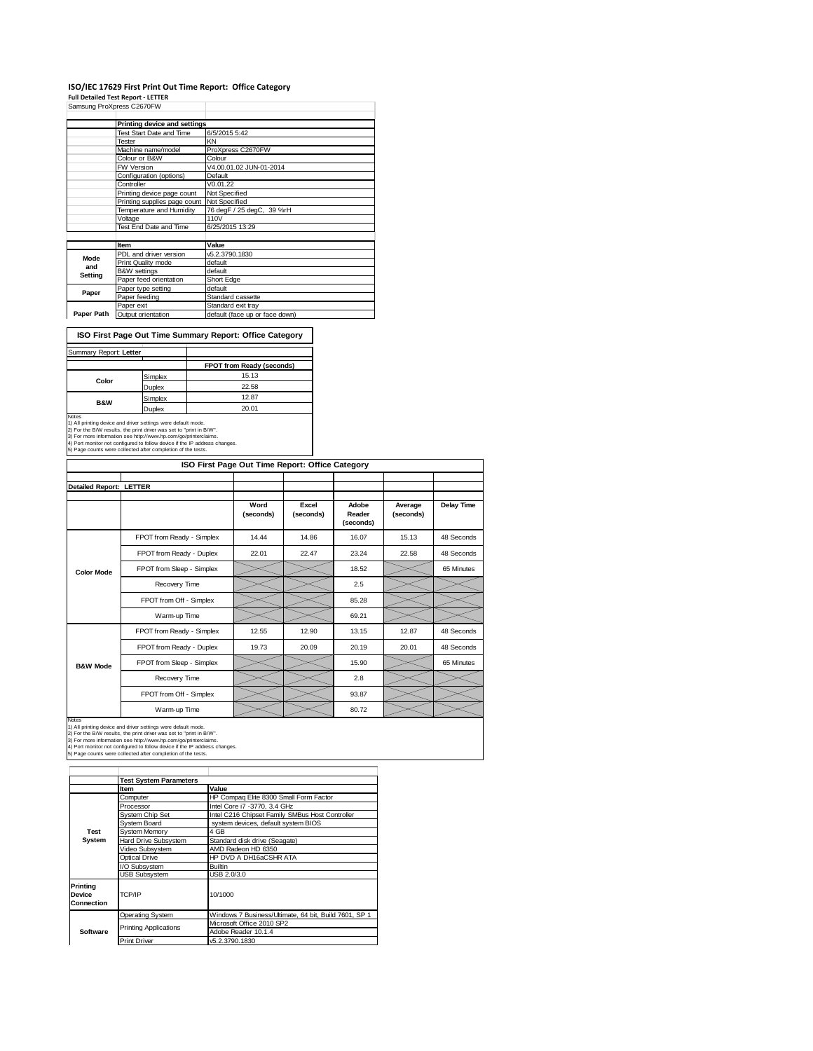## ISO/IEC 17629 First Print Out Time Report: Office Category

**Full Detailed Test Report - LETTER**

Samsung ProXpress C2670FW

| | Printing device and settings | |
|---|---|---|
| | Test Start Date and Time | 6/5/2015 5:42 |
| | Tester | KN |
| | Machine name/model | ProXpress C2670FW |
| | Colour or B&W | Colour |
| | FW Version | V4.00.01.02 JUN-01-2014 |
| | Configuration (options) | Default |
| | Controller | V0.01.22 |
| | Printing device page count | Not Specified |
| | Printing supplies page count | Not Specified |
| | Temperature and Humidity | 76 degF / 25 degC, 39 %rH |
| | Voltage | 110V |
| | Test End Date and Time | 6/25/2015 13:29 |

| | Item | Value |
|---|---|---|
| Mode and Setting | PDL and driver version | v5.2.3790.1830 |
| | Print Quality mode | default |
| | B&W settings | default |
| | Paper feed orientation | Short Edge |
| Paper | Paper type setting | default |
| | Paper feeding | Standard cassette |
| Paper Path | Paper exit | Standard exit tray |
| | Output orientation | default (face up or face down) |

### ISO First Page Out Time Summary Report: Office Category

Summary Report: **Letter**

| | | FPOT from Ready (seconds) |
|---|---|---|
| Color | Simplex | 15.13 |
| | Duplex | 22.58 |
| B&W | Simplex | 12.87 |
| | Duplex | 20.01 |

Notes
1) All printing device and driver settings were default mode.
2) For the B/W results, the print driver was set to "print in B/W".
3) For more information see http://www.hp.com/go/printerclaims.
4) Port monitor not configured to follow device if the IP address changes.
5) Page counts were collected after completion of the tests.

### ISO First Page Out Time Report: Office Category

**Detailed Report: LETTER**

| | | Word (seconds) | Excel (seconds) | Adobe Reader (seconds) | Average (seconds) | Delay Time |
|---|---|---|---|---|---|---|
| Color Mode | FPOT from Ready - Simplex | 14.44 | 14.86 | 16.07 | 15.13 | 48 Seconds |
| | FPOT from Ready - Duplex | 22.01 | 22.47 | 23.24 | 22.58 | 48 Seconds |
| | FPOT from Sleep - Simplex | | | 18.52 | | 65 Minutes |
| | Recovery Time | | | 2.5 | | |
| | FPOT from Off - Simplex | | | 85.28 | | |
| | Warm-up Time | | | 69.21 | | |
| B&W Mode | FPOT from Ready - Simplex | 12.55 | 12.90 | 13.15 | 12.87 | 48 Seconds |
| | FPOT from Ready - Duplex | 19.73 | 20.09 | 20.19 | 20.01 | 48 Seconds |
| | FPOT from Sleep - Simplex | | | 15.90 | | 65 Minutes |
| | Recovery Time | | | 2.8 | | |
| | FPOT from Off - Simplex | | | 93.87 | | |
| | Warm-up Time | | | 80.72 | | |

Notes
1) All printing device and driver settings were default mode.
2) For the B/W results, the print driver was set to "print in B/W".
3) For more information see http://www.hp.com/go/printerclaims.
4) Port monitor not configured to follow device if the IP address changes.
5) Page counts were collected after completion of the tests.

| | Test System Parameters | |
|---|---|---|
| | Item | Value |
| Test System | Computer | HP Compaq Elite 8300 Small Form Factor |
| | Processor | Intel Core i7 -3770, 3.4 GHz |
| | System Chip Set | Intel C216 Chipset Family SMBus Host Controller |
| | System Board | system devices, default system BIOS |
| | System Memory | 4 GB |
| | Hard Drive Subsystem | Standard disk drive (Seagate) |
| | Video Subsystem | AMD Radeon HD 6350 |
| | Optical Drive | HP DVD A DH16aCSHR ATA |
| | I/O Subsystem | Builtin |
| | USB Subsystem | USB 2.0/3.0 |
| Printing Device Connection | TCP/IP | 10/1000 |
| Software | Operating System | Windows 7 Business/Ultimate, 64 bit, Build 7601, SP 1 |
| | Printing Applications | Microsoft Office 2010 SP2 |
| | | Adobe Reader 10.1.4 |
| | Print Driver | v5.2.3790.1830 |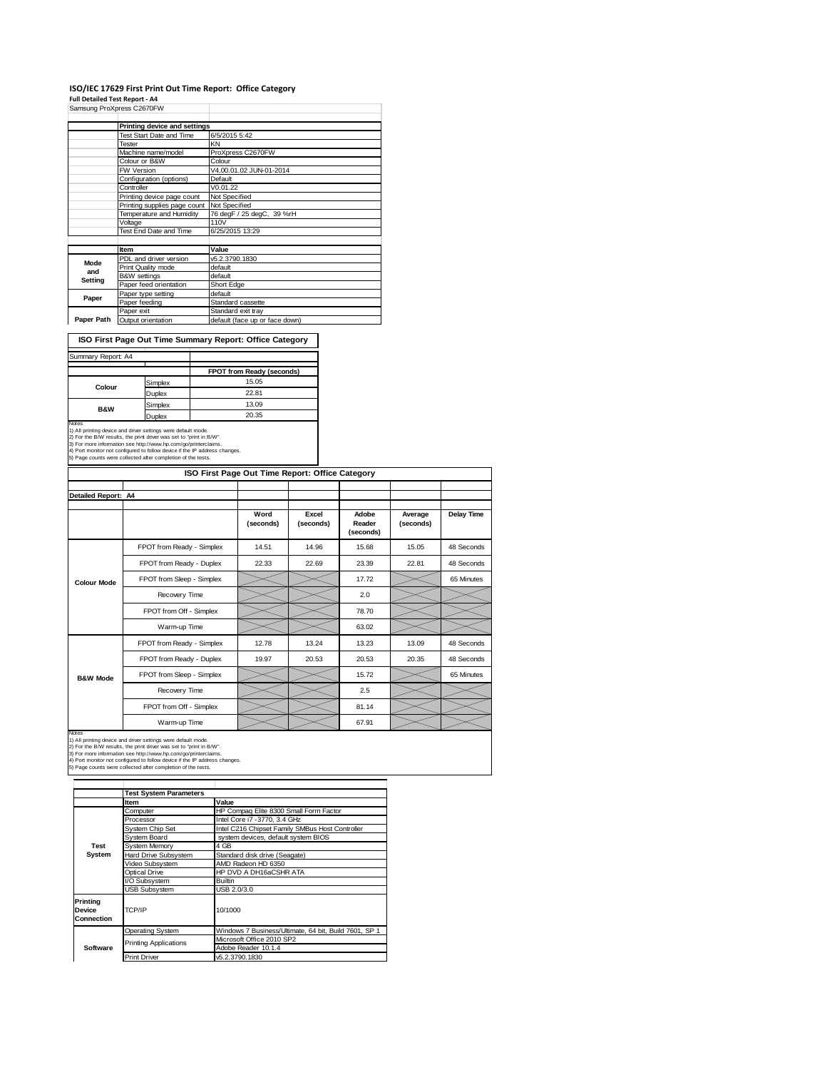# ISO/IEC 17629 First Print Out Time Report: Office Category

**Full Detailed Test Report - A4**

Samsung ProXpress C2670FW

| | Printing device and settings | |
|---|---|---|
| | Test Start Date and Time | 6/5/2015 5:42 |
| | Tester | KN |
| | Machine name/model | ProXpress C2670FW |
| | Colour or B&W | Colour |
| | FW Version | V4.00.01.02 JUN-01-2014 |
| | Configuration (options) | Default |
| | Controller | V0.01.22 |
| | Printing device page count | Not Specified |
| | Printing supplies page count | Not Specified |
| | Temperature and Humidity | 76 degF / 25 degC, 39 %rH |
| | Voltage | 110V |
| | Test End Date and Time | 6/25/2015 13:29 |

| | Item | Value |
|---|---|---|
| Mode and Setting | PDL and driver version | v5.2.3790.1830 |
| | Print Quality mode | default |
| | B&W settings | default |
| | Paper feed orientation | Short Edge |
| Paper | Paper type setting | default |
| | Paper feeding | Standard cassette |
| Paper Path | Paper exit | Standard exit tray |
| | Output orientation | default (face up or face down) |

## ISO First Page Out Time Summary Report: Office Category

Summary Report: A4

| | | FPOT from Ready (seconds) |
|---|---|---|
| Colour | Simplex | 15.05 |
| | Duplex | 22.81 |
| B&W | Simplex | 13.09 |
| | Duplex | 20.35 |

Notes
1) All printing device and driver settings were default mode.
2) For the B/W results, the print driver was set to "print in B/W".
3) For more information see http://www.hp.com/go/printerclaims.
4) Port monitor not configured to follow device if the IP address changes.
5) Page counts were collected after completion of the tests.

## ISO First Page Out Time Report: Office Category

Detailed Report: A4

| | | Word (seconds) | Excel (seconds) | Adobe Reader (seconds) | Average (seconds) | Delay Time |
|---|---|---|---|---|---|---|
| Colour Mode | FPOT from Ready - Simplex | 14.51 | 14.96 | 15.68 | 15.05 | 48 Seconds |
| | FPOT from Ready - Duplex | 22.33 | 22.69 | 23.39 | 22.81 | 48 Seconds |
| | FPOT from Sleep - Simplex | | | 17.72 | | 65 Minutes |
| | Recovery Time | | | 2.0 | | |
| | FPOT from Off - Simplex | | | 78.70 | | |
| | Warm-up Time | | | 63.02 | | |
| B&W Mode | FPOT from Ready - Simplex | 12.78 | 13.24 | 13.23 | 13.09 | 48 Seconds |
| | FPOT from Ready - Duplex | 19.97 | 20.53 | 20.53 | 20.35 | 48 Seconds |
| | FPOT from Sleep - Simplex | | | 15.72 | | 65 Minutes |
| | Recovery Time | | | 2.5 | | |
| | FPOT from Off - Simplex | | | 81.14 | | |
| | Warm-up Time | | | 67.91 | | |

Notes
1) All printing device and driver settings were default mode.
2) For the B/W results, the print driver was set to "print in B/W".
3) For more information see http://www.hp.com/go/printerclaims.
4) Port monitor not configured to follow device if the IP address changes.
5) Page counts were collected after completion of the tests.

| | Test System Parameters | |
|---|---|---|
| | Item | Value |
| Test System | Computer | HP Compaq Elite 8300 Small Form Factor |
| | Processor | Intel Core i7 -3770, 3.4 GHz |
| | System Chip Set | Intel C216 Chipset Family SMBus Host Controller |
| | System Board | system devices, default system BIOS |
| | System Memory | 4 GB |
| | Hard Drive Subsystem | Standard disk drive (Seagate) |
| | Video Subsystem | AMD Radeon HD 6350 |
| | Optical Drive | HP DVD A DH16aCSHR ATA |
| | I/O Subsystem | Builtin |
| | USB Subsystem | USB 2.0/3.0 |
| Printing Device Connection | TCP/IP | 10/1000 |
| Software | Operating System | Windows 7 Business/Ultimate, 64 bit, Build 7601, SP 1 |
| | Printing Applications | Microsoft Office 2010 SP2 |
| | | Adobe Reader 10.1.4 |
| | Print Driver | v5.2.3790.1830 |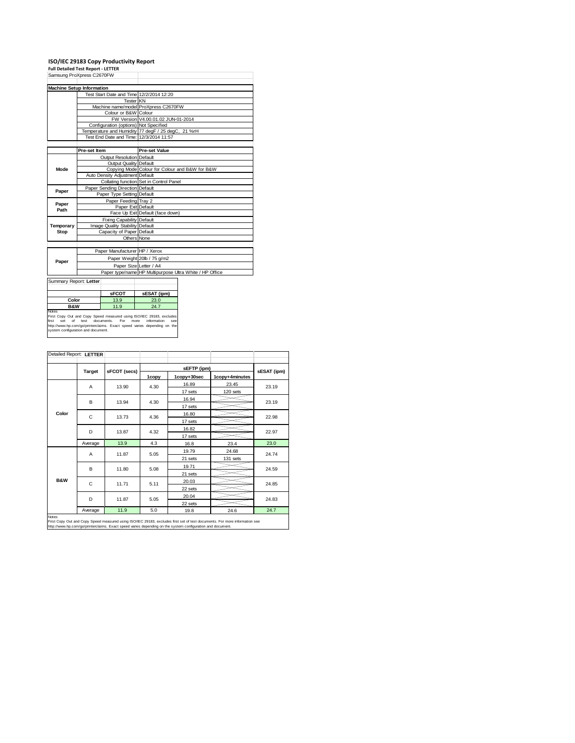## ISO/IEC 29183 Copy Productivity Report

**Full Detailed Test Report - LETTER**

| Samsung ProXpress C2670FW | | |
|---|---|---|
| **Machine Setup Information** | | |
| | Test Start Date and Time | 12/2/2014 12:20 |
| | Tester | KN |
| | Machine name/model | ProXpress C2670FW |
| | Colour or B&W | Colour |
| | FW Version | V4.00.01.02 JUN-01-2014 |
| | Configuration (options) | Not Specified |
| | Temperature and Humidity | 77 degF / 25 degC, 21 %rH |
| | Test End Date and Time: | 12/3/2014 11:57 |

| | Pre-set Item | Pre-set Value |
|---|---|---|
| Mode | Output Resolution | Default |
| | Output Quality | Default |
| | Copying Mode | Colour for Colour and B&W for B&W |
| | Auto Density Adjustment | Default |
| | Collating function | Set in Control Panel |
| Paper | Paper Sending Direction | Default |
| | Paper Type Setting | Default |
| Paper Path | Paper Feeding | Tray 2 |
| | Paper Exit | Default |
| | Face Up Exit | Default (face down) |
| Temporary Stop | Fixing Capability | Default |
| | Image Quality Stability | Default |
| | Capacity of Paper | Default |
| | Others | None |

| | | |
|---|---|---|
| Paper | Paper Manufacturer | HP / Xerox |
| | Paper Weight | 20lb / 75 g/m2 |
| | Paper Size | Letter / A4 |
| | Paper type/name | HP Multipurpose Ultra White / HP Office |

**Summary Report: Letter**

| | sFCOT | sESAT (ipm) |
|---|---|---|
| **Color** | 13.9 | 23.0 |
| **B&W** | 11.9 | 24.7 |

Notes
First Copy Out and Copy Speed measured using ISO/IEC 29183, excludes first set of test documents. For more information see http://www.hp.com/go/printerclaims. Exact speed varies depending on the system configuration and document.

**Detailed Report: LETTER**

| | Target | sFCOT (secs) | sEFTP (ipm) 1copy | sEFTP (ipm) 1copy+30sec | sEFTP (ipm) 1copy+4minutes | sESAT (ipm) |
|---|---|---|---|---|---|---|
| Color | A | 13.90 | 4.30 | 16.89 / 17 sets | 23.45 / 120 sets | 23.19 |
| | B | 13.94 | 4.30 | 16.94 / 17 sets | | 23.19 |
| | C | 13.73 | 4.36 | 16.80 / 17 sets | | 22.98 |
| | D | 13.87 | 4.32 | 16.82 / 17 sets | | 22.97 |
| | Average | 13.9 | 4.3 | 16.8 | 23.4 | 23.0 |
| B&W | A | 11.87 | 5.05 | 19.79 / 21 sets | 24.68 / 131 sets | 24.74 |
| | B | 11.80 | 5.08 | 19.71 / 21 sets | | 24.59 |
| | C | 11.71 | 5.11 | 20.03 / 22 sets | | 24.85 |
| | D | 11.87 | 5.05 | 20.04 / 22 sets | | 24.83 |
| | Average | 11.9 | 5.0 | 19.8 | 24.6 | 24.7 |

Notes
First Copy Out and Copy Speed measured using ISO/IEC 29183, excludes first set of test documents. For more information see http://www.hp.com/go/printerclaims. Exact speed varies depending on the system configuration and document.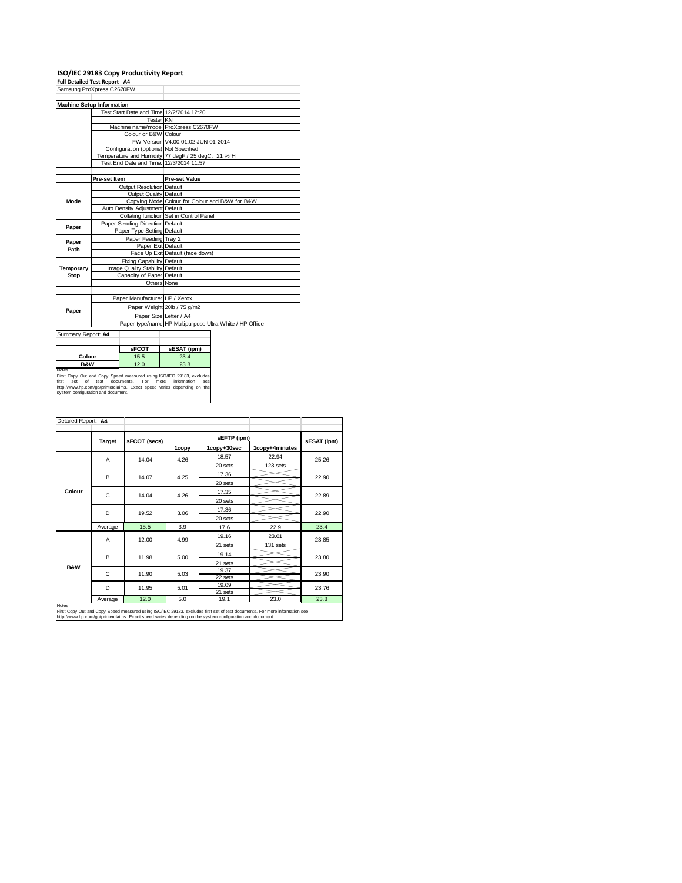# ISO/IEC 29183 Copy Productivity Report

**Full Detailed Test Report - A4**

Samsung ProXpress C2670FW

| Machine Setup Information | | |
|---|---|---|
| | Test Start Date and Time | 12/2/2014 12:20 |
| | Tester | KN |
| | Machine name/model | ProXpress C2670FW |
| | Colour or B&W | Colour |
| | FW Version | V4.00.01.02 JUN-01-2014 |
| | Configuration (options) | Not Specified |
| | Temperature and Humidity | 77 degF / 25 degC, 21 %rH |
| | Test End Date and Time: | 12/3/2014 11:57 |

| | Pre-set Item | Pre-set Value |
|---|---|---|
| Mode | Output Resolution | Default |
| | Output Quality | Default |
| | Copying Mode | Colour for Colour and B&W for B&W |
| | Auto Density Adjustment | Default |
| | Collating function | Set in Control Panel |
| Paper | Paper Sending Direction | Default |
| | Paper Type Setting | Default |
| Paper Path | Paper Feeding | Tray 2 |
| | Paper Exit | Default |
| | Face Up Exit | Default (face down) |
| Temporary Stop | Fixing Capability | Default |
| | Image Quality Stability | Default |
| | Capacity of Paper | Default |
| | Others | None |

| | | |
|---|---|---|
| Paper | Paper Manufacturer | HP / Xerox |
| | Paper Weight | 20lb / 75 g/m2 |
| | Paper Size | Letter / A4 |
| | Paper type/name | HP Multipurpose Ultra White / HP Office |

Summary Report: **A4**

| | sFCOT | sESAT (ipm) |
|---|---|---|
| **Colour** | 15.5 | 23.4 |
| **B&W** | 12.0 | 23.8 |

Notes
First Copy Out and Copy Speed measured using ISO/IEC 29183, excludes first set of test documents. For more information see http://www.hp.com/go/printerclaims. Exact speed varies depending on the system configuration and document.

Detailed Report: **A4**

| | Target | sFCOT (secs) | sEFTP (ipm) 1copy | sEFTP (ipm) 1copy+30sec | sEFTP (ipm) 1copy+4minutes | sESAT (ipm) |
|---|---|---|---|---|---|---|
| Colour | A | 14.04 | 4.26 | 18.57 / 20 sets | 22.94 / 123 sets | 25.26 |
| | B | 14.07 | 4.25 | 17.36 / 20 sets | | 22.90 |
| | C | 14.04 | 4.26 | 17.35 / 20 sets | | 22.89 |
| | D | 19.52 | 3.06 | 17.36 / 20 sets | | 22.90 |
| | Average | 15.5 | 3.9 | 17.6 | 22.9 | 23.4 |
| B&W | A | 12.00 | 4.99 | 19.16 / 21 sets | 23.01 / 131 sets | 23.85 |
| | B | 11.98 | 5.00 | 19.14 / 21 sets | | 23.80 |
| | C | 11.90 | 5.03 | 19.37 / 22 sets | | 23.90 |
| | D | 11.95 | 5.01 | 19.09 / 21 sets | | 23.76 |
| | Average | 12.0 | 5.0 | 19.1 | 23.0 | 23.8 |

Notes
First Copy Out and Copy Speed measured using ISO/IEC 29183, excludes first set of test documents. For more information see http://www.hp.com/go/printerclaims. Exact speed varies depending on the system configuration and document.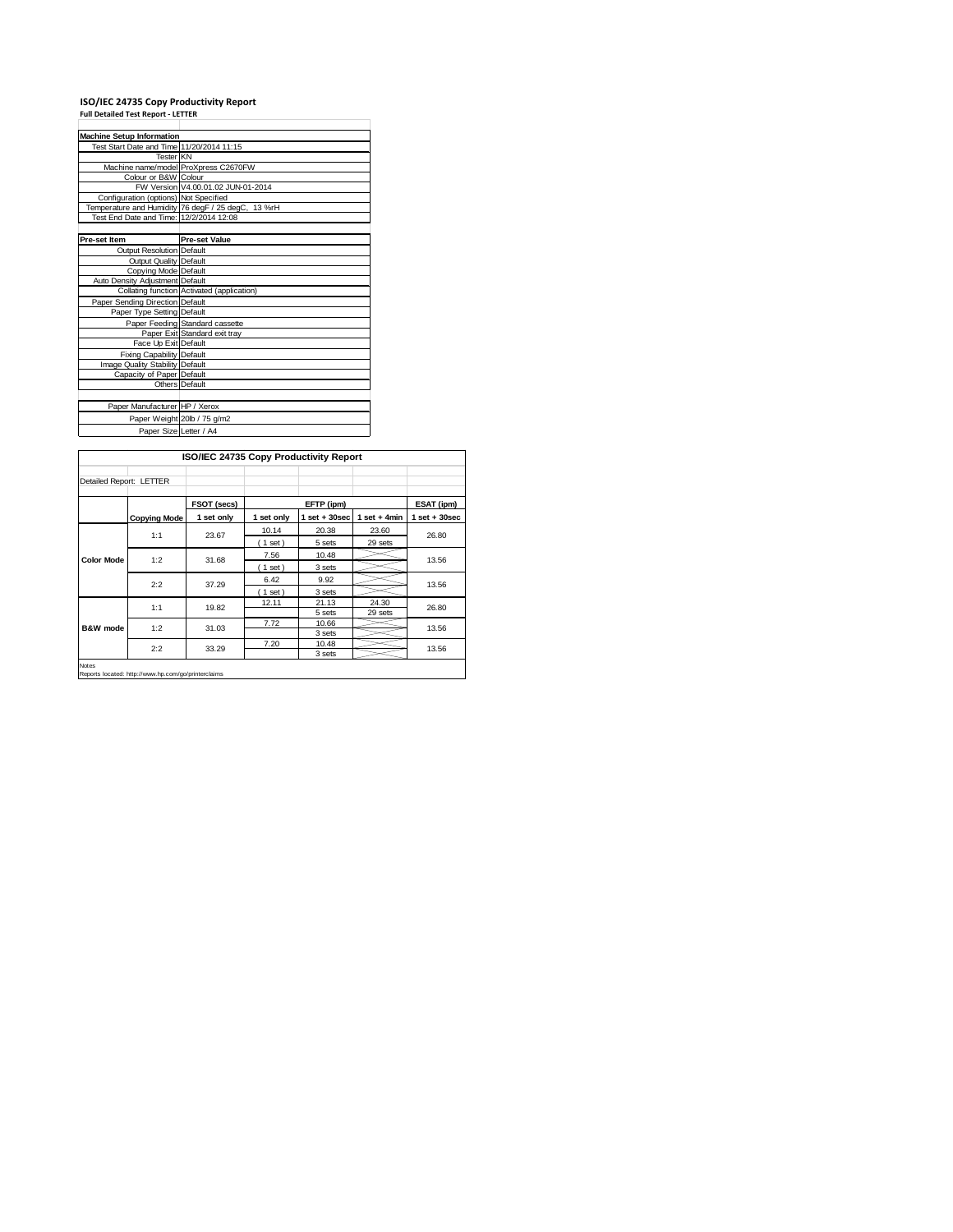# ISO/IEC 24735 Copy Productivity Report

**Full Detailed Test Report - LETTER**

| Machine Setup Information | |
|---|---|
| Test Start Date and Time | 11/20/2014 11:15 |
| Tester | KN |
| Machine name/model | ProXpress C2670FW |
| Colour or B&W | Colour |
| FW Version | V4.00.01.02 JUN-01-2014 |
| Configuration (options) | Not Specified |
| Temperature and Humidity | 76 degF / 25 degC, 13 %rH |
| Test End Date and Time: | 12/2/2014 12:08 |

| Pre-set Item | Pre-set Value |
|---|---|
| Output Resolution | Default |
| Output Quality | Default |
| Copying Mode | Default |
| Auto Density Adjustment | Default |
| Collating function | Activated (application) |
| Paper Sending Direction | Default |
| Paper Type Setting | Default |
| Paper Feeding | Standard cassette |
| Paper Exit | Standard exit tray |
| Face Up Exit | Default |
| Fixing Capability | Default |
| Image Quality Stability | Default |
| Capacity of Paper | Default |
| Others | Default |
| | |
| Paper Manufacturer | HP / Xerox |
| Paper Weight | 20lb / 75 g/m2 |
| Paper Size | Letter / A4 |

**ISO/IEC 24735 Copy Productivity Report**

Detailed Report: LETTER

| | | FSOT (secs) | EFTP (ipm) | | | ESAT (ipm) |
|---|---|---|---|---|---|---|
| | Copying Mode | 1 set only | 1 set only | 1 set + 30sec | 1 set + 4min | 1 set + 30sec |
| Color Mode | 1:1 | 23.67 | 10.14 | 20.38 | 23.60 | 26.80 |
| | | | ( 1 set ) | 5 sets | 29 sets | |
| | 1:2 | 31.68 | 7.56 | 10.48 | | 13.56 |
| | | | ( 1 set ) | 3 sets | | |
| | 2:2 | 37.29 | 6.42 | 9.92 | | 13.56 |
| | | | ( 1 set ) | 3 sets | | |
| B&W mode | 1:1 | 19.82 | 12.11 | 21.13 | 24.30 | 26.80 |
| | | | | 5 sets | 29 sets | |
| | 1:2 | 31.03 | 7.72 | 10.66 | | 13.56 |
| | | | | 3 sets | | |
| | 2:2 | 33.29 | 7.20 | 10.48 | | 13.56 |
| | | | | 3 sets | | |

Notes

Reports located: http://www.hp.com/go/printerclaims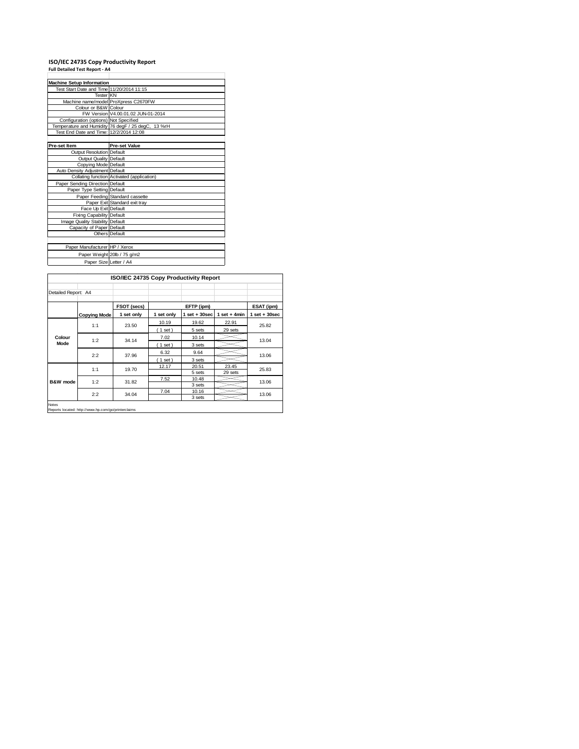# ISO/IEC 24735 Copy Productivity Report

**Full Detailed Test Report - A4**

| Machine Setup Information | |
|---|---|
| Test Start Date and Time | 11/20/2014 11:15 |
| Tester | KN |
| Machine name/model | ProXpress C2670FW |
| Colour or B&W | Colour |
| FW Version | V4.00.01.02 JUN-01-2014 |
| Configuration (options) | Not Specified |
| Temperature and Humidity | 76 degF / 25 degC, 13 %rH |
| Test End Date and Time: | 12/2/2014 12:08 |

| Pre-set Item | Pre-set Value |
|---|---|
| Output Resolution | Default |
| Output Quality | Default |
| Copying Mode | Default |
| Auto Density Adjustment | Default |
| Collating function | Activated (application) |
| Paper Sending Direction | Default |
| Paper Type Setting | Default |
| Paper Feeding | Standard cassette |
| Paper Exit | Standard exit tray |
| Face Up Exit | Default |
| Fixing Capability | Default |
| Image Quality Stability | Default |
| Capacity of Paper | Default |
| Others | Default |
| | |
| Paper Manufacturer | HP / Xerox |
| Paper Weight | 20lb / 75 g/m2 |
| Paper Size | Letter / A4 |

**ISO/IEC 24735 Copy Productivity Report**

Detailed Report: A4

| | Copying Mode | FSOT (secs) 1 set only | EFTP (ipm) 1 set only | EFTP (ipm) 1 set + 30sec | EFTP (ipm) 1 set + 4min | ESAT (ipm) 1 set + 30sec |
|---|---|---|---|---|---|---|
| Colour Mode | 1:1 | 23.50 | 10.19 (1 set) | 19.62 (5 sets) | 22.91 (29 sets) | 25.82 |
| | 1:2 | 34.14 | 7.02 (1 set) | 10.14 (3 sets) | | 13.04 |
| | 2:2 | 37.96 | 6.32 (1 set) | 9.64 (3 sets) | | 13.06 |
| B&W mode | 1:1 | 19.70 | 12.17 | 20.51 (5 sets) | 23.45 (29 sets) | 25.83 |
| | 1:2 | 31.82 | 7.52 | 10.48 (3 sets) | | 13.06 |
| | 2:2 | 34.04 | 7.04 | 10.16 (3 sets) | | 13.06 |

Notes

Reports located: http://www.hp.com/go/printerclaims